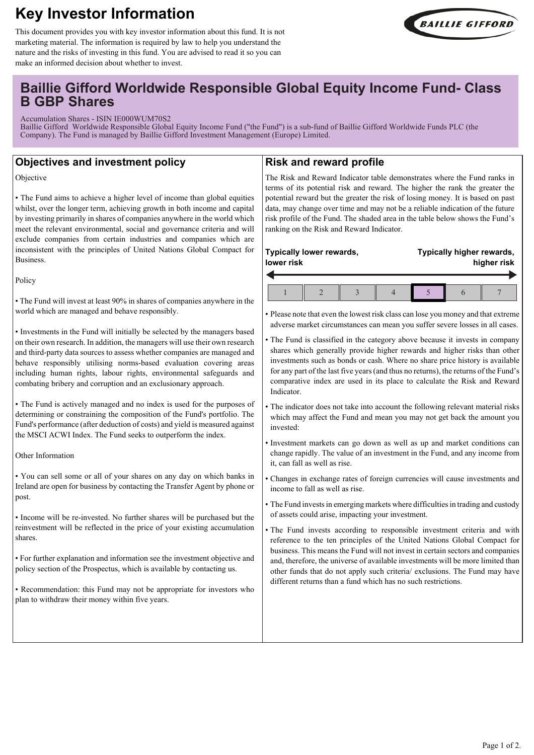# Key Investor Information

This document provides you with key investor information about this fund. It is not marketing material. The information is required by law to help you understand the nature and the risks of investing in this fund. You are advised to read it so you can make an informed decision about whether to invest.

## Baillie Gifford Worldwide Responsible Global Equity Income Fund- Class B GBP Shares

Accumulation Shares - ISIN IE000WUM70S2

Baillie Gifford Worldwide Responsible Global Equity Income Fund ("the Fund") is a sub-fund of Baillie Gifford Worldwide Funds PLC (the Company). The Fund is managed by Baillie Gifford Investment Management (Europe) Limited.

## Objectives and investment policy

Objective

- The Fund aims to achieve a higher level of income than global equities whilst, over the longer term, achieving growth in both income and capital by investing primarily in shares of companies anywhere in the world which meet the relevant environmental, social and governance criteria and will exclude companies from certain industries and companies which are inconsistent with the principles of United Nations Global Compact for Business.

Policy

- The Fund will invest at least 90% in shares of companies anywhere in the world which are managed and behave responsibly.
- Investments in the Fund will initially be selected by the managers based on their own research. In addition, the managers will use their own research and third-party data sources to assess whether companies are managed and behave responsibly utilising norms-based evaluation covering areas including human rights, labour rights, environmental safeguards and combating bribery and corruption and an exclusionary approach.
- The Fund is actively managed and no index is used for the purposes of determining or constraining the composition of the Fund's portfolio. The Fund's performance (after deduction of costs) and yield is measured against the MSCI ACWI Index. The Fund seeks to outperform the index.

Other Information

- You can sell some or all of your shares on any day on which banks in Ireland are open for business by contacting the Transfer Agent by phone or post.
- Income will be re-invested. No further shares will be purchased but the reinvestment will be reflected in the price of your existing accumulation shares.
- For further explanation and information see the investment objective and policy section of the Prospectus, which is available by contacting us.
- Recommendation: this Fund may not be appropriate for investors who plan to withdraw their money within five years.

## Risk and reward profile

The Risk and Reward Indicator table demonstrates where the Fund ranks in terms of its potential risk and reward. The higher the rank the greater the potential reward but the greater the risk of losing money. It is based on past data, may change over time and may not be a reliable indication of the future risk profile of the Fund. The shaded area in the table below shows the Fund's ranking on the Risk and Reward Indicator.

**Typically lower rewards, lower risk** ← → **Typically higher rewards, higher risk**

| 1 | 2 | 3 | 4 | **5** | 6 | 7 |
|---|---|---|---|---|---|---|

- Please note that even the lowest risk class can lose you money and that extreme adverse market circumstances can mean you suffer severe losses in all cases.
- The Fund is classified in the category above because it invests in company shares which generally provide higher rewards and higher risks than other investments such as bonds or cash. Where no share price history is available for any part of the last five years (and thus no returns), the returns of the Fund's comparative index are used in its place to calculate the Risk and Reward Indicator.
- The indicator does not take into account the following relevant material risks which may affect the Fund and mean you may not get back the amount you invested:
- Investment markets can go down as well as up and market conditions can change rapidly. The value of an investment in the Fund, and any income from it, can fall as well as rise.
- Changes in exchange rates of foreign currencies will cause investments and income to fall as well as rise.
- The Fund invests in emerging markets where difficulties in trading and custody of assets could arise, impacting your investment.
- The Fund invests according to responsible investment criteria and with reference to the ten principles of the United Nations Global Compact for business. This means the Fund will not invest in certain sectors and companies and, therefore, the universe of available investments will be more limited than other funds that do not apply such criteria/ exclusions. The Fund may have different returns than a fund which has no such restrictions.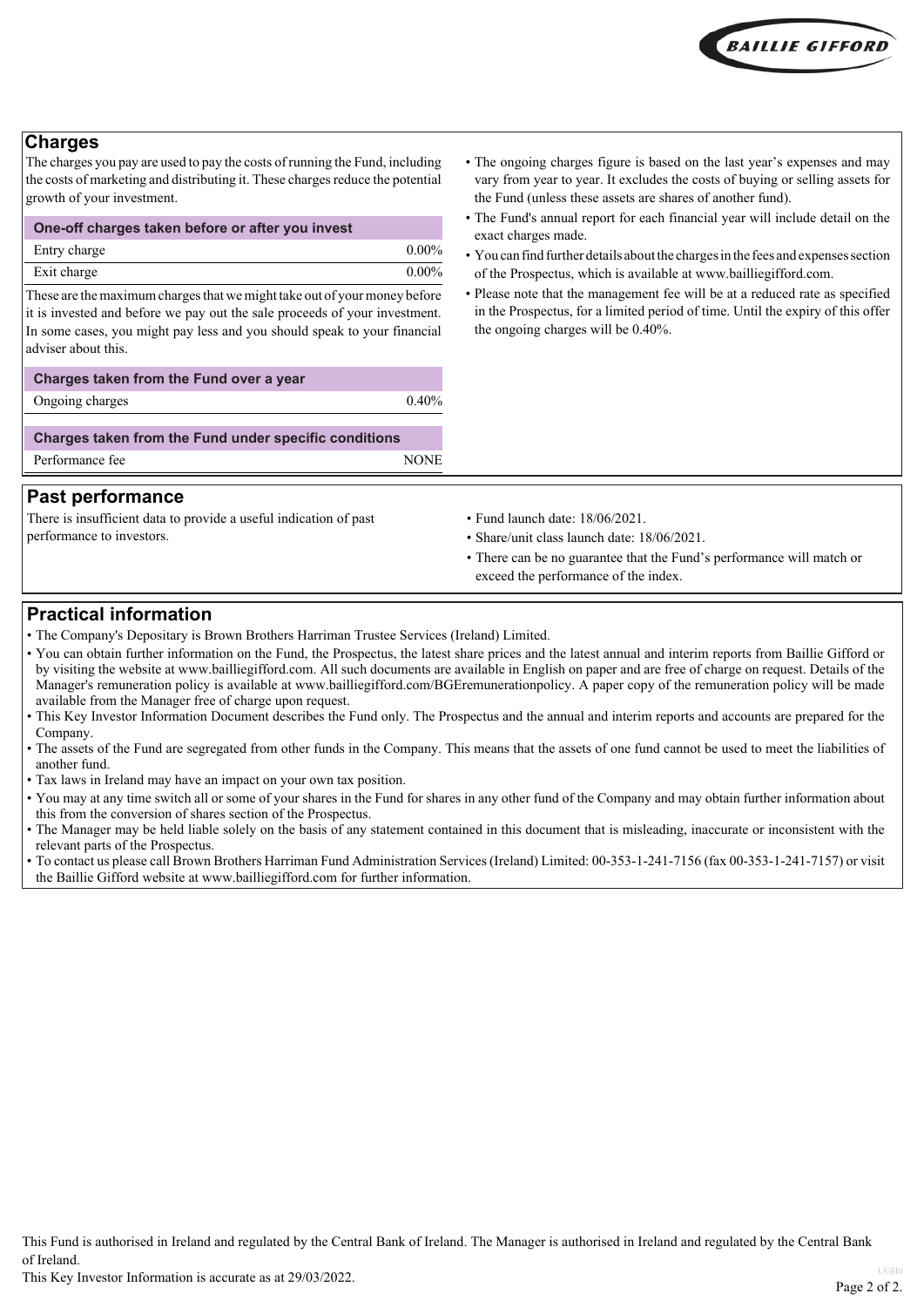## Charges

The charges you pay are used to pay the costs of running the Fund, including the costs of marketing and distributing it. These charges reduce the potential growth of your investment.

| One-off charges taken before or after you invest | |
|---|---|
| Entry charge | 0.00% |
| Exit charge | 0.00% |

These are the maximum charges that we might take out of your money before it is invested and before we pay out the sale proceeds of your investment. In some cases, you might pay less and you should speak to your financial adviser about this.

| Charges taken from the Fund over a year | |
|---|---|
| Ongoing charges | 0.40% |

| Charges taken from the Fund under specific conditions | |
|---|---|
| Performance fee | NONE |

- The ongoing charges figure is based on the last year's expenses and may vary from year to year. It excludes the costs of buying or selling assets for the Fund (unless these assets are shares of another fund).
- The Fund's annual report for each financial year will include detail on the exact charges made.
- You can find further details about the charges in the fees and expenses section of the Prospectus, which is available at www.bailliegifford.com.
- Please note that the management fee will be at a reduced rate as specified in the Prospectus, for a limited period of time. Until the expiry of this offer the ongoing charges will be 0.40%.

## Past performance

There is insufficient data to provide a useful indication of past performance to investors.

- Fund launch date: 18/06/2021.
- Share/unit class launch date: 18/06/2021.
- There can be no guarantee that the Fund's performance will match or exceed the performance of the index.

## Practical information

- The Company's Depositary is Brown Brothers Harriman Trustee Services (Ireland) Limited.
- You can obtain further information on the Fund, the Prospectus, the latest share prices and the latest annual and interim reports from Baillie Gifford or by visiting the website at www.bailliegifford.com. All such documents are available in English on paper and are free of charge on request. Details of the Manager's remuneration policy is available at www.bailliegifford.com/BGEremunerationpolicy. A paper copy of the remuneration policy will be made available from the Manager free of charge upon request.
- This Key Investor Information Document describes the Fund only. The Prospectus and the annual and interim reports and accounts are prepared for the Company.
- The assets of the Fund are segregated from other funds in the Company. This means that the assets of one fund cannot be used to meet the liabilities of another fund.
- Tax laws in Ireland may have an impact on your own tax position.
- You may at any time switch all or some of your shares in the Fund for shares in any other fund of the Company and may obtain further information about this from the conversion of shares section of the Prospectus.
- The Manager may be held liable solely on the basis of any statement contained in this document that is misleading, inaccurate or inconsistent with the relevant parts of the Prospectus.
- To contact us please call Brown Brothers Harriman Fund Administration Services (Ireland) Limited: 00-353-1-241-7156 (fax 00-353-1-241-7157) or visit the Baillie Gifford website at www.bailliegifford.com for further information.

This Fund is authorised in Ireland and regulated by the Central Bank of Ireland. The Manager is authorised in Ireland and regulated by the Central Bank of Ireland.

This Key Investor Information is accurate as at 29/03/2022.